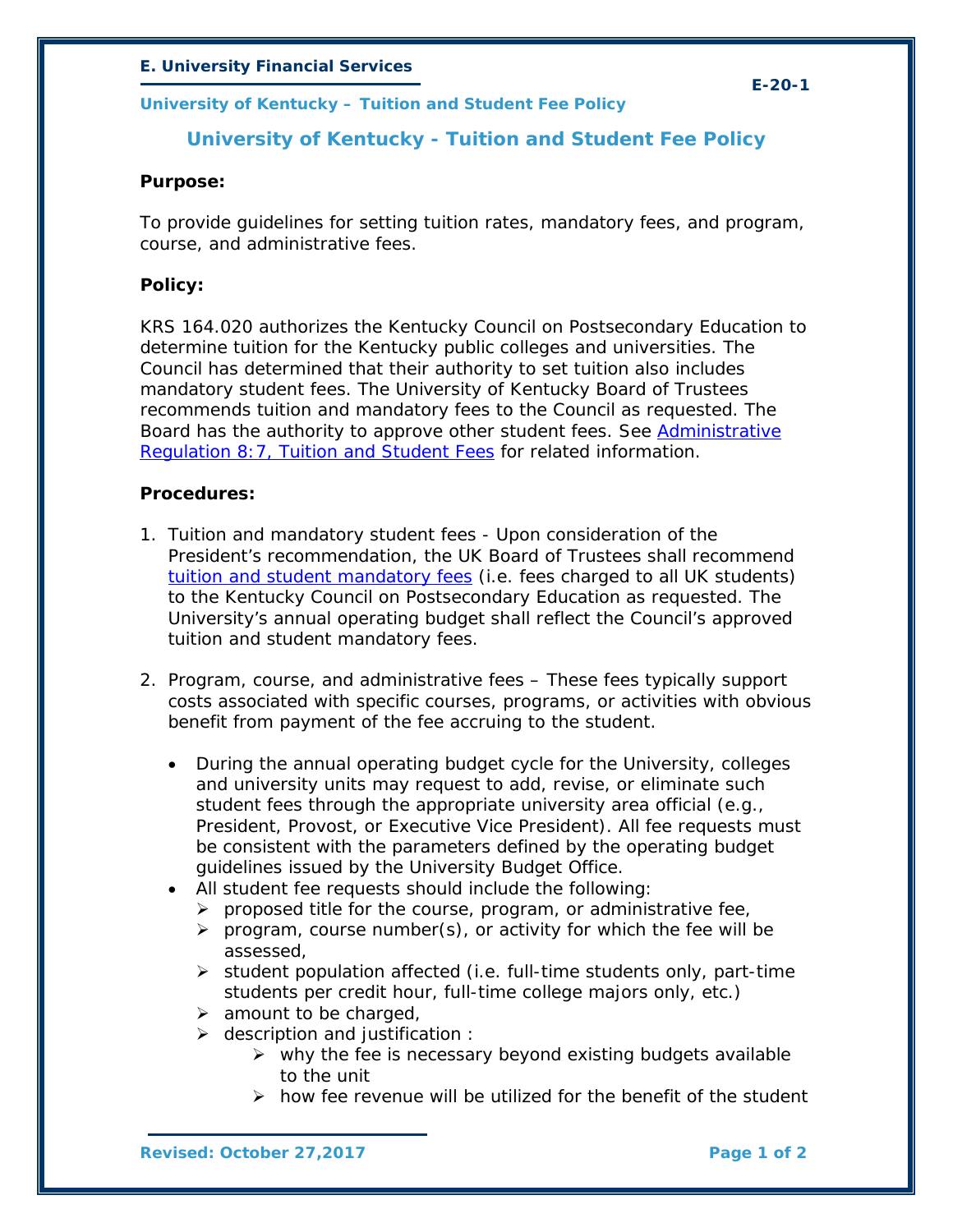# University of Kentucky - Tuition and Student Fee Policy

**Purpose:**

To provide guidelines for setting tuition rates, mandatory fees, and program, course, and administrative fees.

**Policy:**

KRS 164.020 authorizes the Kentucky Council on Postsecondary Education to determine tuition for the Kentucky public colleges and universities. The Council has determined that their authority to set tuition also includes mandatory student fees. The University of Kentucky Board of Trustees recommends tuition and mandatory fees to the Council as requested. The Board has the authority to approve other student fees. See Administrative Regulation 8:7, Tuition and Student Fees for related information.

**Procedures:**

1. Tuition and mandatory student fees - Upon consideration of the President's recommendation, the UK Board of Trustees shall recommend tuition and student mandatory fees (i.e. fees charged to all UK students) to the Kentucky Council on Postsecondary Education as requested. The University's annual operating budget shall reflect the Council's approved tuition and student mandatory fees.

2. Program, course, and administrative fees – These fees typically support costs associated with specific courses, programs, or activities with obvious benefit from payment of the fee accruing to the student.

   - During the annual operating budget cycle for the University, colleges and university units may request to add, revise, or eliminate such student fees through the appropriate university area official (e.g., President, Provost, or Executive Vice President). All fee requests must be consistent with the parameters defined by the operating budget guidelines issued by the University Budget Office.
   - All student fee requests should include the following:
     - proposed title for the course, program, or administrative fee,
     - program, course number(s), or activity for which the fee will be assessed,
     - student population affected (i.e. full-time students only, part-time students per credit hour, full-time college majors only, etc.)
     - amount to be charged,
     - description and justification :
       - why the fee is necessary beyond existing budgets available to the unit
       - how fee revenue will be utilized for the benefit of the student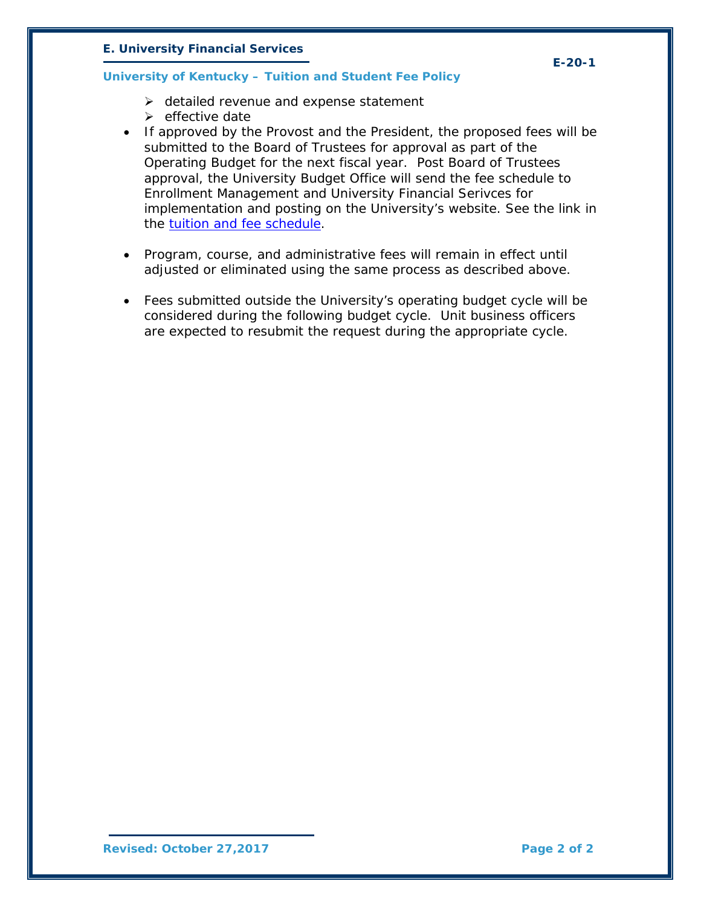- detailed revenue and expense statement
- effective date

- If approved by the Provost and the President, the proposed fees will be submitted to the Board of Trustees for approval as part of the Operating Budget for the next fiscal year. Post Board of Trustees approval, the University Budget Office will send the fee schedule to Enrollment Management and University Financial Serivces for implementation and posting on the University's website. See the link in the tuition and fee schedule.

- Program, course, and administrative fees will remain in effect until adjusted or eliminated using the same process as described above.

- Fees submitted outside the University's operating budget cycle will be considered during the following budget cycle. Unit business officers are expected to resubmit the request during the appropriate cycle.